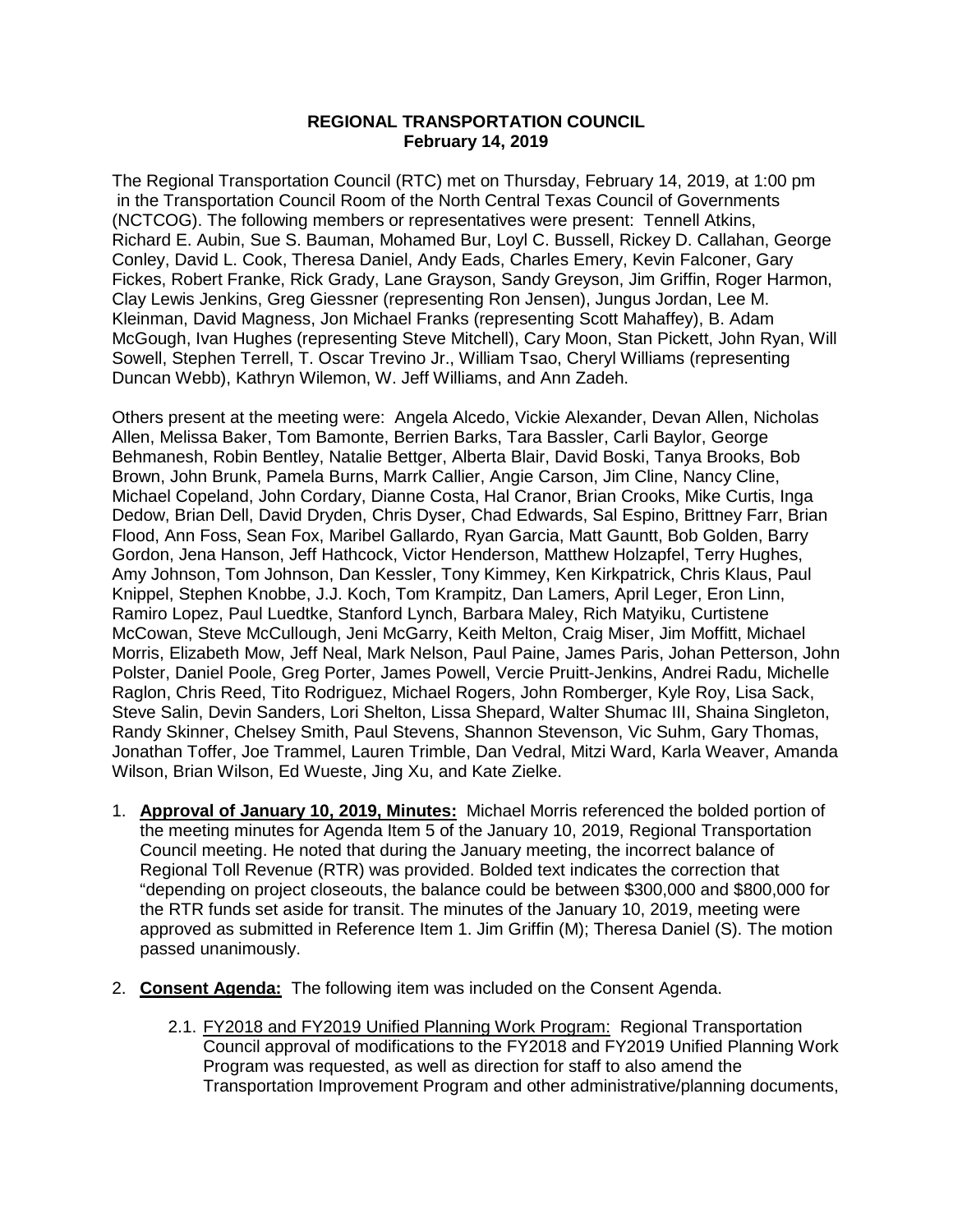**REGIONAL TRANSPORTATION COUNCIL**
**February 14, 2019**

The Regional Transportation Council (RTC) met on Thursday, February 14, 2019, at 1:00 pm in the Transportation Council Room of the North Central Texas Council of Governments (NCTCOG). The following members or representatives were present: Tennell Atkins, Richard E. Aubin, Sue S. Bauman, Mohamed Bur, Loyl C. Bussell, Rickey D. Callahan, George Conley, David L. Cook, Theresa Daniel, Andy Eads, Charles Emery, Kevin Falconer, Gary Fickes, Robert Franke, Rick Grady, Lane Grayson, Sandy Greyson, Jim Griffin, Roger Harmon, Clay Lewis Jenkins, Greg Giessner (representing Ron Jensen), Jungus Jordan, Lee M. Kleinman, David Magness, Jon Michael Franks (representing Scott Mahaffey), B. Adam McGough, Ivan Hughes (representing Steve Mitchell), Cary Moon, Stan Pickett, John Ryan, Will Sowell, Stephen Terrell, T. Oscar Trevino Jr., William Tsao, Cheryl Williams (representing Duncan Webb), Kathryn Wilemon, W. Jeff Williams, and Ann Zadeh.

Others present at the meeting were: Angela Alcedo, Vickie Alexander, Devan Allen, Nicholas Allen, Melissa Baker, Tom Bamonte, Berrien Barks, Tara Bassler, Carli Baylor, George Behmanesh, Robin Bentley, Natalie Bettger, Alberta Blair, David Boski, Tanya Brooks, Bob Brown, John Brunk, Pamela Burns, Marrk Callier, Angie Carson, Jim Cline, Nancy Cline, Michael Copeland, John Cordary, Dianne Costa, Hal Cranor, Brian Crooks, Mike Curtis, Inga Dedow, Brian Dell, David Dryden, Chris Dyser, Chad Edwards, Sal Espino, Brittney Farr, Brian Flood, Ann Foss, Sean Fox, Maribel Gallardo, Ryan Garcia, Matt Gauntt, Bob Golden, Barry Gordon, Jena Hanson, Jeff Hathcock, Victor Henderson, Matthew Holzapfel, Terry Hughes, Amy Johnson, Tom Johnson, Dan Kessler, Tony Kimmey, Ken Kirkpatrick, Chris Klaus, Paul Knippel, Stephen Knobbe, J.J. Koch, Tom Krampitz, Dan Lamers, April Leger, Eron Linn, Ramiro Lopez, Paul Luedtke, Stanford Lynch, Barbara Maley, Rich Matyiku, Curtistene McCowan, Steve McCullough, Jeni McGarry, Keith Melton, Craig Miser, Jim Moffitt, Michael Morris, Elizabeth Mow, Jeff Neal, Mark Nelson, Paul Paine, James Paris, Johan Petterson, John Polster, Daniel Poole, Greg Porter, James Powell, Vercie Pruitt-Jenkins, Andrei Radu, Michelle Raglon, Chris Reed, Tito Rodriguez, Michael Rogers, John Romberger, Kyle Roy, Lisa Sack, Steve Salin, Devin Sanders, Lori Shelton, Lissa Shepard, Walter Shumac III, Shaina Singleton, Randy Skinner, Chelsey Smith, Paul Stevens, Shannon Stevenson, Vic Suhm, Gary Thomas, Jonathan Toffer, Joe Trammel, Lauren Trimble, Dan Vedral, Mitzi Ward, Karla Weaver, Amanda Wilson, Brian Wilson, Ed Wueste, Jing Xu, and Kate Zielke.

1. **Approval of January 10, 2019, Minutes:** Michael Morris referenced the bolded portion of the meeting minutes for Agenda Item 5 of the January 10, 2019, Regional Transportation Council meeting. He noted that during the January meeting, the incorrect balance of Regional Toll Revenue (RTR) was provided. Bolded text indicates the correction that "depending on project closeouts, the balance could be between $300,000 and $800,000 for the RTR funds set aside for transit. The minutes of the January 10, 2019, meeting were approved as submitted in Reference Item 1. Jim Griffin (M); Theresa Daniel (S). The motion passed unanimously.

2. **Consent Agenda:** The following item was included on the Consent Agenda.

    2.1. FY2018 and FY2019 Unified Planning Work Program: Regional Transportation Council approval of modifications to the FY2018 and FY2019 Unified Planning Work Program was requested, as well as direction for staff to also amend the Transportation Improvement Program and other administrative/planning documents,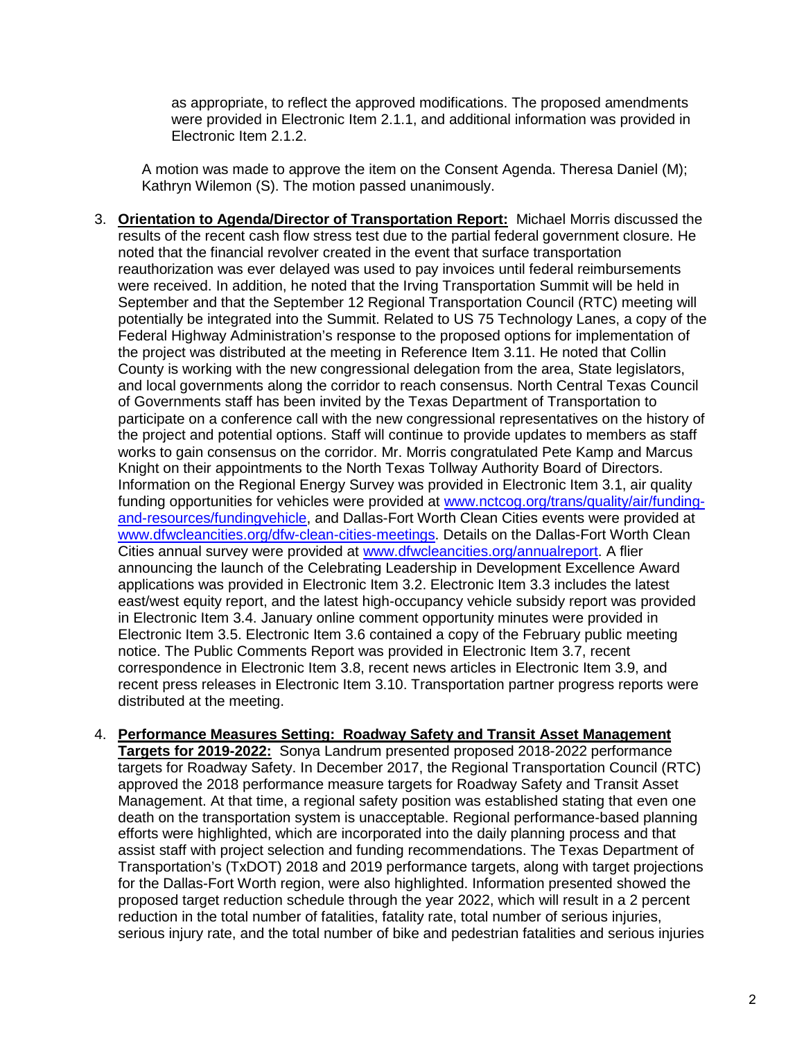as appropriate, to reflect the approved modifications. The proposed amendments were provided in Electronic Item 2.1.1, and additional information was provided in Electronic Item 2.1.2.

A motion was made to approve the item on the Consent Agenda. Theresa Daniel (M); Kathryn Wilemon (S). The motion passed unanimously.

3. **Orientation to Agenda/Director of Transportation Report:** Michael Morris discussed the results of the recent cash flow stress test due to the partial federal government closure. He noted that the financial revolver created in the event that surface transportation reauthorization was ever delayed was used to pay invoices until federal reimbursements were received. In addition, he noted that the Irving Transportation Summit will be held in September and that the September 12 Regional Transportation Council (RTC) meeting will potentially be integrated into the Summit. Related to US 75 Technology Lanes, a copy of the Federal Highway Administration's response to the proposed options for implementation of the project was distributed at the meeting in Reference Item 3.11. He noted that Collin County is working with the new congressional delegation from the area, State legislators, and local governments along the corridor to reach consensus. North Central Texas Council of Governments staff has been invited by the Texas Department of Transportation to participate on a conference call with the new congressional representatives on the history of the project and potential options. Staff will continue to provide updates to members as staff works to gain consensus on the corridor. Mr. Morris congratulated Pete Kamp and Marcus Knight on their appointments to the North Texas Tollway Authority Board of Directors. Information on the Regional Energy Survey was provided in Electronic Item 3.1, air quality funding opportunities for vehicles were provided at www.nctcog.org/trans/quality/air/funding-and-resources/fundingvehicle, and Dallas-Fort Worth Clean Cities events were provided at www.dfwcleancities.org/dfw-clean-cities-meetings. Details on the Dallas-Fort Worth Clean Cities annual survey were provided at www.dfwcleancities.org/annualreport. A flier announcing the launch of the Celebrating Leadership in Development Excellence Award applications was provided in Electronic Item 3.2. Electronic Item 3.3 includes the latest east/west equity report, and the latest high-occupancy vehicle subsidy report was provided in Electronic Item 3.4. January online comment opportunity minutes were provided in Electronic Item 3.5. Electronic Item 3.6 contained a copy of the February public meeting notice. The Public Comments Report was provided in Electronic Item 3.7, recent correspondence in Electronic Item 3.8, recent news articles in Electronic Item 3.9, and recent press releases in Electronic Item 3.10. Transportation partner progress reports were distributed at the meeting.

4. **Performance Measures Setting: Roadway Safety and Transit Asset Management Targets for 2019-2022:** Sonya Landrum presented proposed 2018-2022 performance targets for Roadway Safety. In December 2017, the Regional Transportation Council (RTC) approved the 2018 performance measure targets for Roadway Safety and Transit Asset Management. At that time, a regional safety position was established stating that even one death on the transportation system is unacceptable. Regional performance-based planning efforts were highlighted, which are incorporated into the daily planning process and that assist staff with project selection and funding recommendations. The Texas Department of Transportation's (TxDOT) 2018 and 2019 performance targets, along with target projections for the Dallas-Fort Worth region, were also highlighted. Information presented showed the proposed target reduction schedule through the year 2022, which will result in a 2 percent reduction in the total number of fatalities, fatality rate, total number of serious injuries, serious injury rate, and the total number of bike and pedestrian fatalities and serious injuries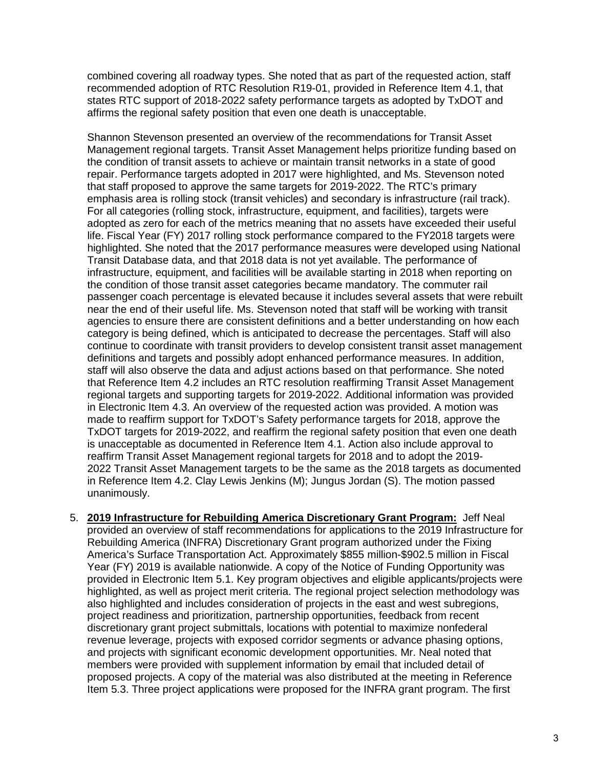combined covering all roadway types. She noted that as part of the requested action, staff recommended adoption of RTC Resolution R19-01, provided in Reference Item 4.1, that states RTC support of 2018-2022 safety performance targets as adopted by TxDOT and affirms the regional safety position that even one death is unacceptable.

Shannon Stevenson presented an overview of the recommendations for Transit Asset Management regional targets. Transit Asset Management helps prioritize funding based on the condition of transit assets to achieve or maintain transit networks in a state of good repair. Performance targets adopted in 2017 were highlighted, and Ms. Stevenson noted that staff proposed to approve the same targets for 2019-2022. The RTC's primary emphasis area is rolling stock (transit vehicles) and secondary is infrastructure (rail track). For all categories (rolling stock, infrastructure, equipment, and facilities), targets were adopted as zero for each of the metrics meaning that no assets have exceeded their useful life. Fiscal Year (FY) 2017 rolling stock performance compared to the FY2018 targets were highlighted. She noted that the 2017 performance measures were developed using National Transit Database data, and that 2018 data is not yet available. The performance of infrastructure, equipment, and facilities will be available starting in 2018 when reporting on the condition of those transit asset categories became mandatory. The commuter rail passenger coach percentage is elevated because it includes several assets that were rebuilt near the end of their useful life. Ms. Stevenson noted that staff will be working with transit agencies to ensure there are consistent definitions and a better understanding on how each category is being defined, which is anticipated to decrease the percentages. Staff will also continue to coordinate with transit providers to develop consistent transit asset management definitions and targets and possibly adopt enhanced performance measures. In addition, staff will also observe the data and adjust actions based on that performance. She noted that Reference Item 4.2 includes an RTC resolution reaffirming Transit Asset Management regional targets and supporting targets for 2019-2022. Additional information was provided in Electronic Item 4.3. An overview of the requested action was provided. A motion was made to reaffirm support for TxDOT's Safety performance targets for 2018, approve the TxDOT targets for 2019-2022, and reaffirm the regional safety position that even one death is unacceptable as documented in Reference Item 4.1. Action also include approval to reaffirm Transit Asset Management regional targets for 2018 and to adopt the 2019-2022 Transit Asset Management targets to be the same as the 2018 targets as documented in Reference Item 4.2. Clay Lewis Jenkins (M); Jungus Jordan (S). The motion passed unanimously.

5. **2019 Infrastructure for Rebuilding America Discretionary Grant Program:** Jeff Neal provided an overview of staff recommendations for applications to the 2019 Infrastructure for Rebuilding America (INFRA) Discretionary Grant program authorized under the Fixing America's Surface Transportation Act. Approximately \$855 million-\$902.5 million in Fiscal Year (FY) 2019 is available nationwide. A copy of the Notice of Funding Opportunity was provided in Electronic Item 5.1. Key program objectives and eligible applicants/projects were highlighted, as well as project merit criteria. The regional project selection methodology was also highlighted and includes consideration of projects in the east and west subregions, project readiness and prioritization, partnership opportunities, feedback from recent discretionary grant project submittals, locations with potential to maximize nonfederal revenue leverage, projects with exposed corridor segments or advance phasing options, and projects with significant economic development opportunities. Mr. Neal noted that members were provided with supplement information by email that included detail of proposed projects. A copy of the material was also distributed at the meeting in Reference Item 5.3. Three project applications were proposed for the INFRA grant program. The first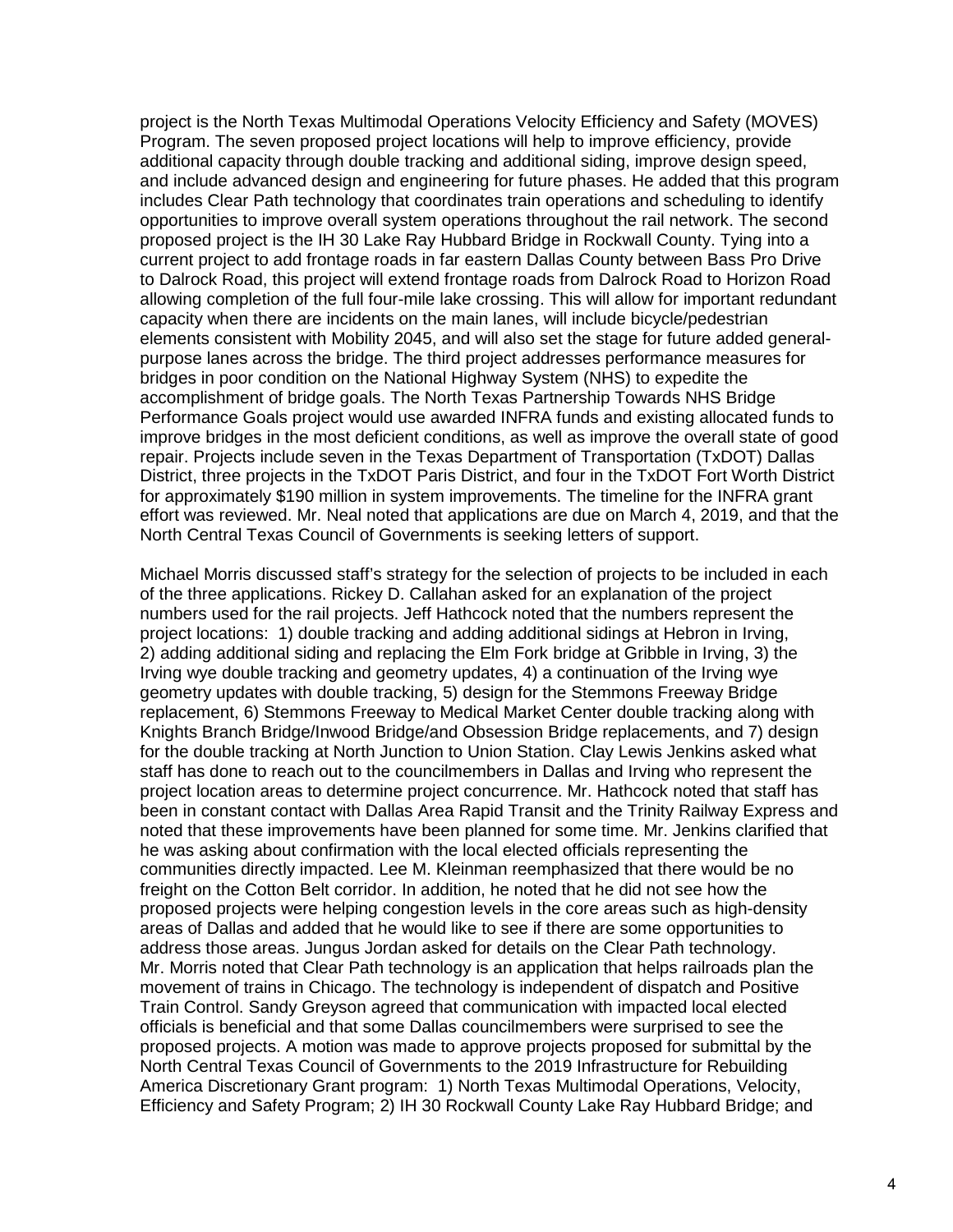project is the North Texas Multimodal Operations Velocity Efficiency and Safety (MOVES) Program. The seven proposed project locations will help to improve efficiency, provide additional capacity through double tracking and additional siding, improve design speed, and include advanced design and engineering for future phases. He added that this program includes Clear Path technology that coordinates train operations and scheduling to identify opportunities to improve overall system operations throughout the rail network. The second proposed project is the IH 30 Lake Ray Hubbard Bridge in Rockwall County. Tying into a current project to add frontage roads in far eastern Dallas County between Bass Pro Drive to Dalrock Road, this project will extend frontage roads from Dalrock Road to Horizon Road allowing completion of the full four-mile lake crossing. This will allow for important redundant capacity when there are incidents on the main lanes, will include bicycle/pedestrian elements consistent with Mobility 2045, and will also set the stage for future added general-purpose lanes across the bridge. The third project addresses performance measures for bridges in poor condition on the National Highway System (NHS) to expedite the accomplishment of bridge goals. The North Texas Partnership Towards NHS Bridge Performance Goals project would use awarded INFRA funds and existing allocated funds to improve bridges in the most deficient conditions, as well as improve the overall state of good repair. Projects include seven in the Texas Department of Transportation (TxDOT) Dallas District, three projects in the TxDOT Paris District, and four in the TxDOT Fort Worth District for approximately $190 million in system improvements. The timeline for the INFRA grant effort was reviewed. Mr. Neal noted that applications are due on March 4, 2019, and that the North Central Texas Council of Governments is seeking letters of support.

Michael Morris discussed staff's strategy for the selection of projects to be included in each of the three applications. Rickey D. Callahan asked for an explanation of the project numbers used for the rail projects. Jeff Hathcock noted that the numbers represent the project locations: 1) double tracking and adding additional sidings at Hebron in Irving, 2) adding additional siding and replacing the Elm Fork bridge at Gribble in Irving, 3) the Irving wye double tracking and geometry updates, 4) a continuation of the Irving wye geometry updates with double tracking, 5) design for the Stemmons Freeway Bridge replacement, 6) Stemmons Freeway to Medical Market Center double tracking along with Knights Branch Bridge/Inwood Bridge/and Obsession Bridge replacements, and 7) design for the double tracking at North Junction to Union Station. Clay Lewis Jenkins asked what staff has done to reach out to the councilmembers in Dallas and Irving who represent the project location areas to determine project concurrence. Mr. Hathcock noted that staff has been in constant contact with Dallas Area Rapid Transit and the Trinity Railway Express and noted that these improvements have been planned for some time. Mr. Jenkins clarified that he was asking about confirmation with the local elected officials representing the communities directly impacted. Lee M. Kleinman reemphasized that there would be no freight on the Cotton Belt corridor. In addition, he noted that he did not see how the proposed projects were helping congestion levels in the core areas such as high-density areas of Dallas and added that he would like to see if there are some opportunities to address those areas. Jungus Jordan asked for details on the Clear Path technology. Mr. Morris noted that Clear Path technology is an application that helps railroads plan the movement of trains in Chicago. The technology is independent of dispatch and Positive Train Control. Sandy Greyson agreed that communication with impacted local elected officials is beneficial and that some Dallas councilmembers were surprised to see the proposed projects. A motion was made to approve projects proposed for submittal by the North Central Texas Council of Governments to the 2019 Infrastructure for Rebuilding America Discretionary Grant program: 1) North Texas Multimodal Operations, Velocity, Efficiency and Safety Program; 2) IH 30 Rockwall County Lake Ray Hubbard Bridge; and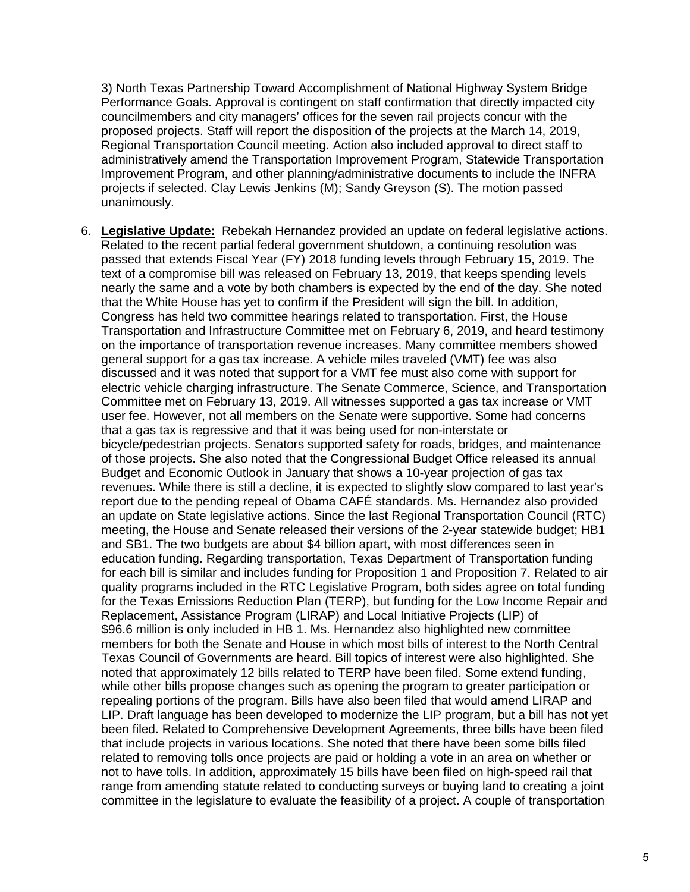3) North Texas Partnership Toward Accomplishment of National Highway System Bridge Performance Goals. Approval is contingent on staff confirmation that directly impacted city councilmembers and city managers' offices for the seven rail projects concur with the proposed projects. Staff will report the disposition of the projects at the March 14, 2019, Regional Transportation Council meeting. Action also included approval to direct staff to administratively amend the Transportation Improvement Program, Statewide Transportation Improvement Program, and other planning/administrative documents to include the INFRA projects if selected. Clay Lewis Jenkins (M); Sandy Greyson (S). The motion passed unanimously.

6. **Legislative Update:** Rebekah Hernandez provided an update on federal legislative actions. Related to the recent partial federal government shutdown, a continuing resolution was passed that extends Fiscal Year (FY) 2018 funding levels through February 15, 2019. The text of a compromise bill was released on February 13, 2019, that keeps spending levels nearly the same and a vote by both chambers is expected by the end of the day. She noted that the White House has yet to confirm if the President will sign the bill. In addition, Congress has held two committee hearings related to transportation. First, the House Transportation and Infrastructure Committee met on February 6, 2019, and heard testimony on the importance of transportation revenue increases. Many committee members showed general support for a gas tax increase. A vehicle miles traveled (VMT) fee was also discussed and it was noted that support for a VMT fee must also come with support for electric vehicle charging infrastructure. The Senate Commerce, Science, and Transportation Committee met on February 13, 2019. All witnesses supported a gas tax increase or VMT user fee. However, not all members on the Senate were supportive. Some had concerns that a gas tax is regressive and that it was being used for non-interstate or bicycle/pedestrian projects. Senators supported safety for roads, bridges, and maintenance of those projects. She also noted that the Congressional Budget Office released its annual Budget and Economic Outlook in January that shows a 10-year projection of gas tax revenues. While there is still a decline, it is expected to slightly slow compared to last year's report due to the pending repeal of Obama CAFÉ standards. Ms. Hernandez also provided an update on State legislative actions. Since the last Regional Transportation Council (RTC) meeting, the House and Senate released their versions of the 2-year statewide budget; HB1 and SB1. The two budgets are about $4 billion apart, with most differences seen in education funding. Regarding transportation, Texas Department of Transportation funding for each bill is similar and includes funding for Proposition 1 and Proposition 7. Related to air quality programs included in the RTC Legislative Program, both sides agree on total funding for the Texas Emissions Reduction Plan (TERP), but funding for the Low Income Repair and Replacement, Assistance Program (LIRAP) and Local Initiative Projects (LIP) of $96.6 million is only included in HB 1. Ms. Hernandez also highlighted new committee members for both the Senate and House in which most bills of interest to the North Central Texas Council of Governments are heard. Bill topics of interest were also highlighted. She noted that approximately 12 bills related to TERP have been filed. Some extend funding, while other bills propose changes such as opening the program to greater participation or repealing portions of the program. Bills have also been filed that would amend LIRAP and LIP. Draft language has been developed to modernize the LIP program, but a bill has not yet been filed. Related to Comprehensive Development Agreements, three bills have been filed that include projects in various locations. She noted that there have been some bills filed related to removing tolls once projects are paid or holding a vote in an area on whether or not to have tolls. In addition, approximately 15 bills have been filed on high-speed rail that range from amending statute related to conducting surveys or buying land to creating a joint committee in the legislature to evaluate the feasibility of a project. A couple of transportation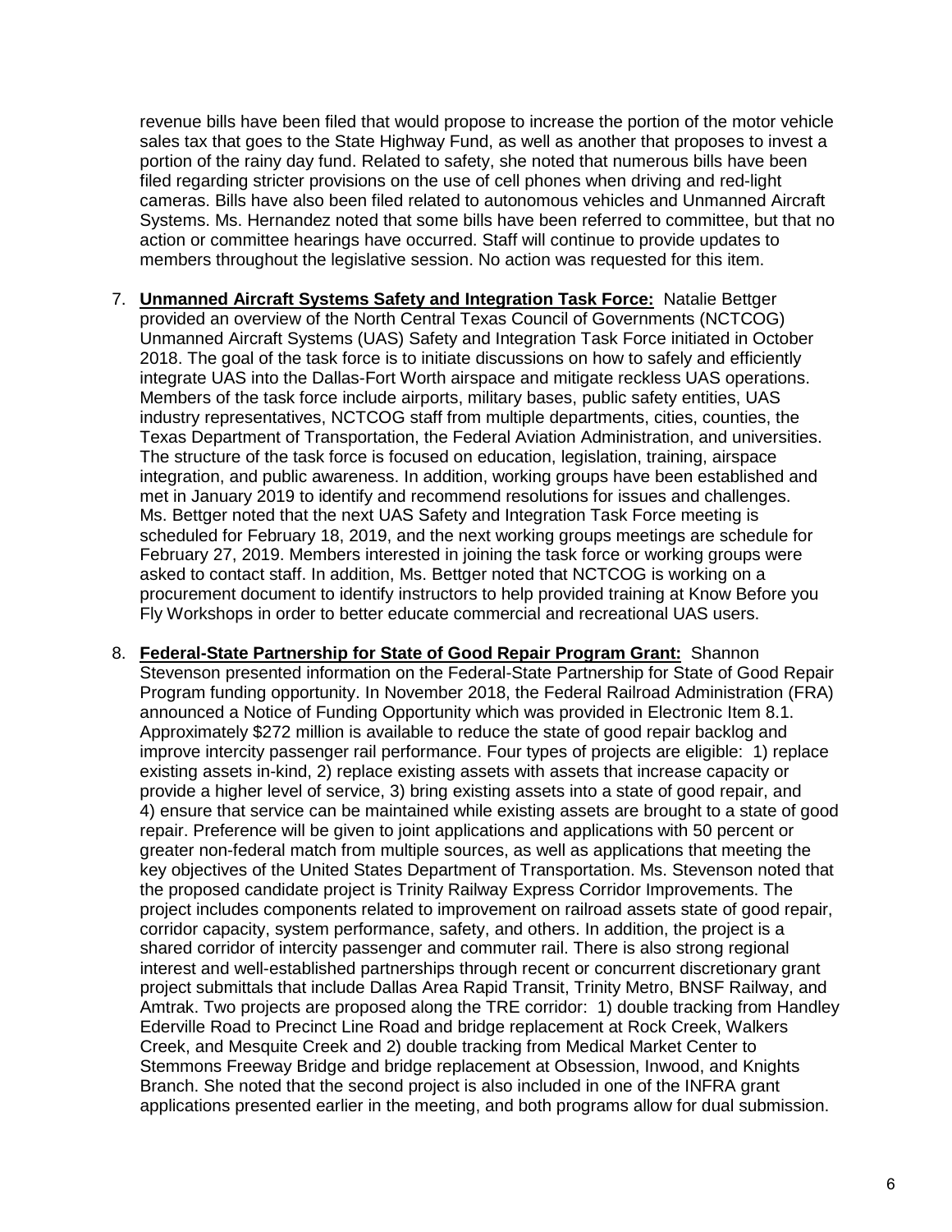revenue bills have been filed that would propose to increase the portion of the motor vehicle sales tax that goes to the State Highway Fund, as well as another that proposes to invest a portion of the rainy day fund. Related to safety, she noted that numerous bills have been filed regarding stricter provisions on the use of cell phones when driving and red-light cameras. Bills have also been filed related to autonomous vehicles and Unmanned Aircraft Systems. Ms. Hernandez noted that some bills have been referred to committee, but that no action or committee hearings have occurred. Staff will continue to provide updates to members throughout the legislative session. No action was requested for this item.

7. **Unmanned Aircraft Systems Safety and Integration Task Force:** Natalie Bettger provided an overview of the North Central Texas Council of Governments (NCTCOG) Unmanned Aircraft Systems (UAS) Safety and Integration Task Force initiated in October 2018. The goal of the task force is to initiate discussions on how to safely and efficiently integrate UAS into the Dallas-Fort Worth airspace and mitigate reckless UAS operations. Members of the task force include airports, military bases, public safety entities, UAS industry representatives, NCTCOG staff from multiple departments, cities, counties, the Texas Department of Transportation, the Federal Aviation Administration, and universities. The structure of the task force is focused on education, legislation, training, airspace integration, and public awareness. In addition, working groups have been established and met in January 2019 to identify and recommend resolutions for issues and challenges. Ms. Bettger noted that the next UAS Safety and Integration Task Force meeting is scheduled for February 18, 2019, and the next working groups meetings are schedule for February 27, 2019. Members interested in joining the task force or working groups were asked to contact staff. In addition, Ms. Bettger noted that NCTCOG is working on a procurement document to identify instructors to help provided training at Know Before you Fly Workshops in order to better educate commercial and recreational UAS users.

8. **Federal-State Partnership for State of Good Repair Program Grant:** Shannon Stevenson presented information on the Federal-State Partnership for State of Good Repair Program funding opportunity. In November 2018, the Federal Railroad Administration (FRA) announced a Notice of Funding Opportunity which was provided in Electronic Item 8.1. Approximately $272 million is available to reduce the state of good repair backlog and improve intercity passenger rail performance. Four types of projects are eligible: 1) replace existing assets in-kind, 2) replace existing assets with assets that increase capacity or provide a higher level of service, 3) bring existing assets into a state of good repair, and 4) ensure that service can be maintained while existing assets are brought to a state of good repair. Preference will be given to joint applications and applications with 50 percent or greater non-federal match from multiple sources, as well as applications that meeting the key objectives of the United States Department of Transportation. Ms. Stevenson noted that the proposed candidate project is Trinity Railway Express Corridor Improvements. The project includes components related to improvement on railroad assets state of good repair, corridor capacity, system performance, safety, and others. In addition, the project is a shared corridor of intercity passenger and commuter rail. There is also strong regional interest and well-established partnerships through recent or concurrent discretionary grant project submittals that include Dallas Area Rapid Transit, Trinity Metro, BNSF Railway, and Amtrak. Two projects are proposed along the TRE corridor: 1) double tracking from Handley Ederville Road to Precinct Line Road and bridge replacement at Rock Creek, Walkers Creek, and Mesquite Creek and 2) double tracking from Medical Market Center to Stemmons Freeway Bridge and bridge replacement at Obsession, Inwood, and Knights Branch. She noted that the second project is also included in one of the INFRA grant applications presented earlier in the meeting, and both programs allow for dual submission.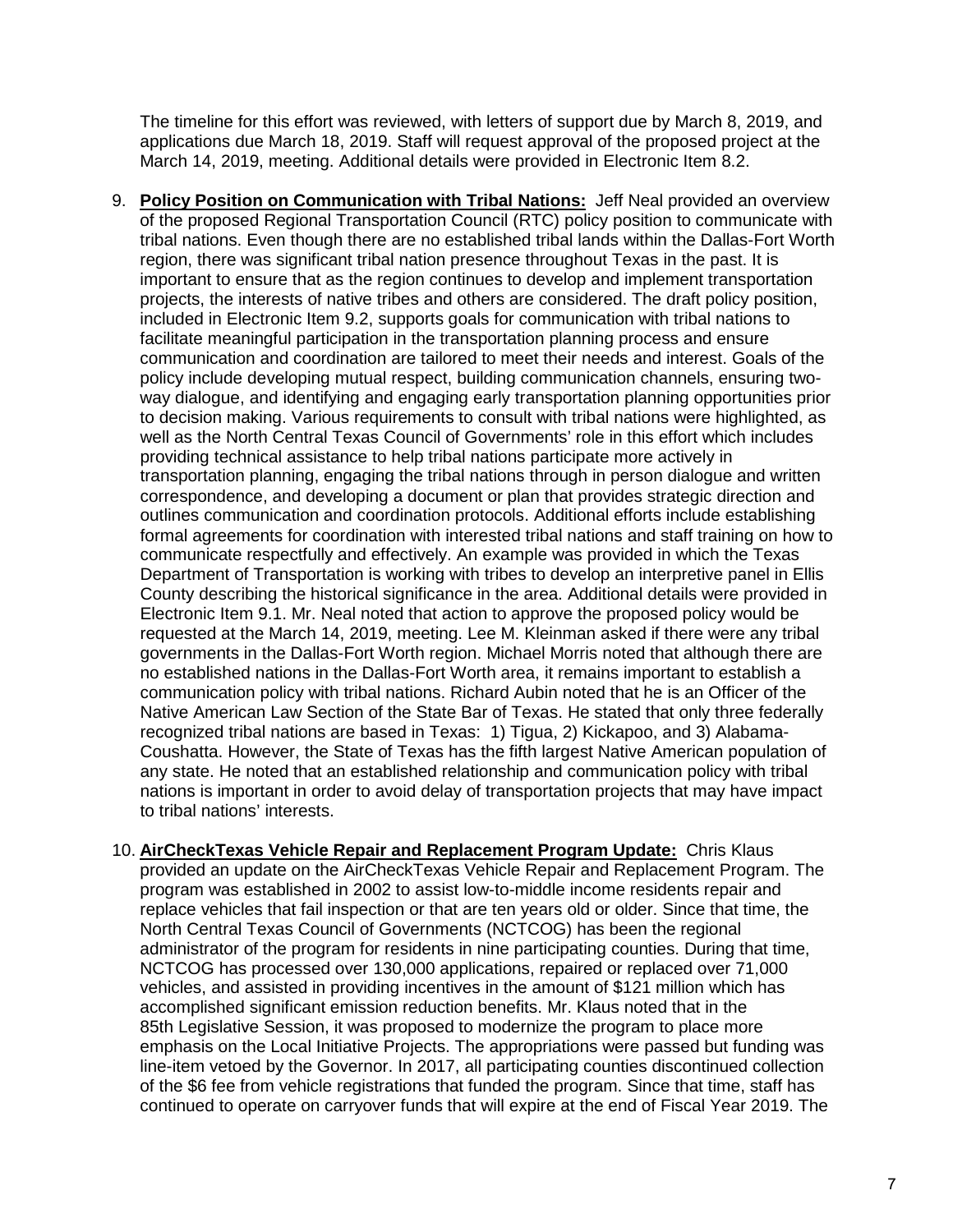The timeline for this effort was reviewed, with letters of support due by March 8, 2019, and applications due March 18, 2019. Staff will request approval of the proposed project at the March 14, 2019, meeting. Additional details were provided in Electronic Item 8.2.

9. **Policy Position on Communication with Tribal Nations:** Jeff Neal provided an overview of the proposed Regional Transportation Council (RTC) policy position to communicate with tribal nations. Even though there are no established tribal lands within the Dallas-Fort Worth region, there was significant tribal nation presence throughout Texas in the past. It is important to ensure that as the region continues to develop and implement transportation projects, the interests of native tribes and others are considered. The draft policy position, included in Electronic Item 9.2, supports goals for communication with tribal nations to facilitate meaningful participation in the transportation planning process and ensure communication and coordination are tailored to meet their needs and interest. Goals of the policy include developing mutual respect, building communication channels, ensuring two-way dialogue, and identifying and engaging early transportation planning opportunities prior to decision making. Various requirements to consult with tribal nations were highlighted, as well as the North Central Texas Council of Governments' role in this effort which includes providing technical assistance to help tribal nations participate more actively in transportation planning, engaging the tribal nations through in person dialogue and written correspondence, and developing a document or plan that provides strategic direction and outlines communication and coordination protocols. Additional efforts include establishing formal agreements for coordination with interested tribal nations and staff training on how to communicate respectfully and effectively. An example was provided in which the Texas Department of Transportation is working with tribes to develop an interpretive panel in Ellis County describing the historical significance in the area. Additional details were provided in Electronic Item 9.1. Mr. Neal noted that action to approve the proposed policy would be requested at the March 14, 2019, meeting. Lee M. Kleinman asked if there were any tribal governments in the Dallas-Fort Worth region. Michael Morris noted that although there are no established nations in the Dallas-Fort Worth area, it remains important to establish a communication policy with tribal nations. Richard Aubin noted that he is an Officer of the Native American Law Section of the State Bar of Texas. He stated that only three federally recognized tribal nations are based in Texas: 1) Tigua, 2) Kickapoo, and 3) Alabama-Coushatta. However, the State of Texas has the fifth largest Native American population of any state. He noted that an established relationship and communication policy with tribal nations is important in order to avoid delay of transportation projects that may have impact to tribal nations' interests.

10. **AirCheckTexas Vehicle Repair and Replacement Program Update:** Chris Klaus provided an update on the AirCheckTexas Vehicle Repair and Replacement Program. The program was established in 2002 to assist low-to-middle income residents repair and replace vehicles that fail inspection or that are ten years old or older. Since that time, the North Central Texas Council of Governments (NCTCOG) has been the regional administrator of the program for residents in nine participating counties. During that time, NCTCOG has processed over 130,000 applications, repaired or replaced over 71,000 vehicles, and assisted in providing incentives in the amount of $121 million which has accomplished significant emission reduction benefits. Mr. Klaus noted that in the 85th Legislative Session, it was proposed to modernize the program to place more emphasis on the Local Initiative Projects. The appropriations were passed but funding was line-item vetoed by the Governor. In 2017, all participating counties discontinued collection of the $6 fee from vehicle registrations that funded the program. Since that time, staff has continued to operate on carryover funds that will expire at the end of Fiscal Year 2019. The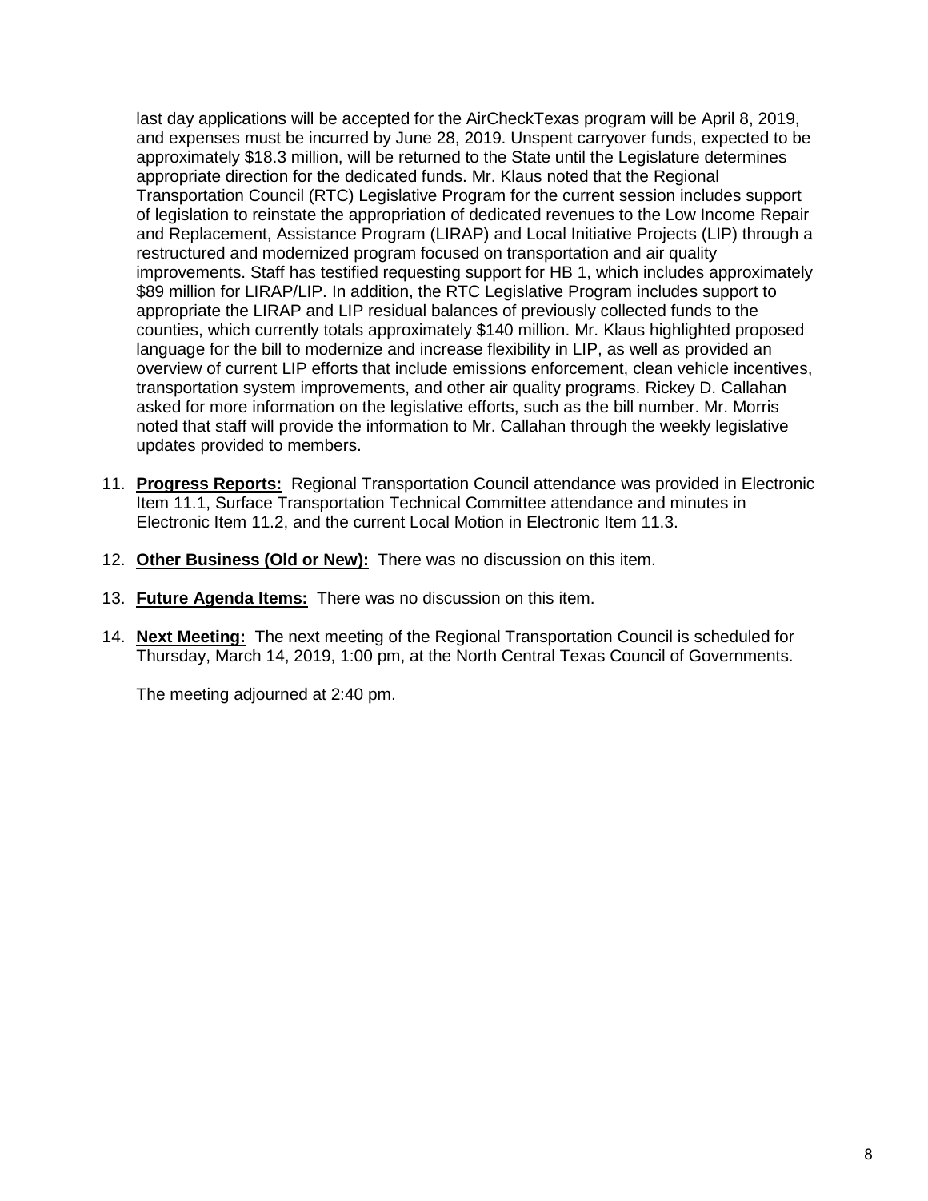last day applications will be accepted for the AirCheckTexas program will be April 8, 2019, and expenses must be incurred by June 28, 2019. Unspent carryover funds, expected to be approximately $18.3 million, will be returned to the State until the Legislature determines appropriate direction for the dedicated funds. Mr. Klaus noted that the Regional Transportation Council (RTC) Legislative Program for the current session includes support of legislation to reinstate the appropriation of dedicated revenues to the Low Income Repair and Replacement, Assistance Program (LIRAP) and Local Initiative Projects (LIP) through a restructured and modernized program focused on transportation and air quality improvements. Staff has testified requesting support for HB 1, which includes approximately $89 million for LIRAP/LIP. In addition, the RTC Legislative Program includes support to appropriate the LIRAP and LIP residual balances of previously collected funds to the counties, which currently totals approximately $140 million. Mr. Klaus highlighted proposed language for the bill to modernize and increase flexibility in LIP, as well as provided an overview of current LIP efforts that include emissions enforcement, clean vehicle incentives, transportation system improvements, and other air quality programs. Rickey D. Callahan asked for more information on the legislative efforts, such as the bill number. Mr. Morris noted that staff will provide the information to Mr. Callahan through the weekly legislative updates provided to members.

11. **Progress Reports:** Regional Transportation Council attendance was provided in Electronic Item 11.1, Surface Transportation Technical Committee attendance and minutes in Electronic Item 11.2, and the current Local Motion in Electronic Item 11.3.

12. **Other Business (Old or New):** There was no discussion on this item.

13. **Future Agenda Items:** There was no discussion on this item.

14. **Next Meeting:** The next meeting of the Regional Transportation Council is scheduled for Thursday, March 14, 2019, 1:00 pm, at the North Central Texas Council of Governments.

    The meeting adjourned at 2:40 pm.